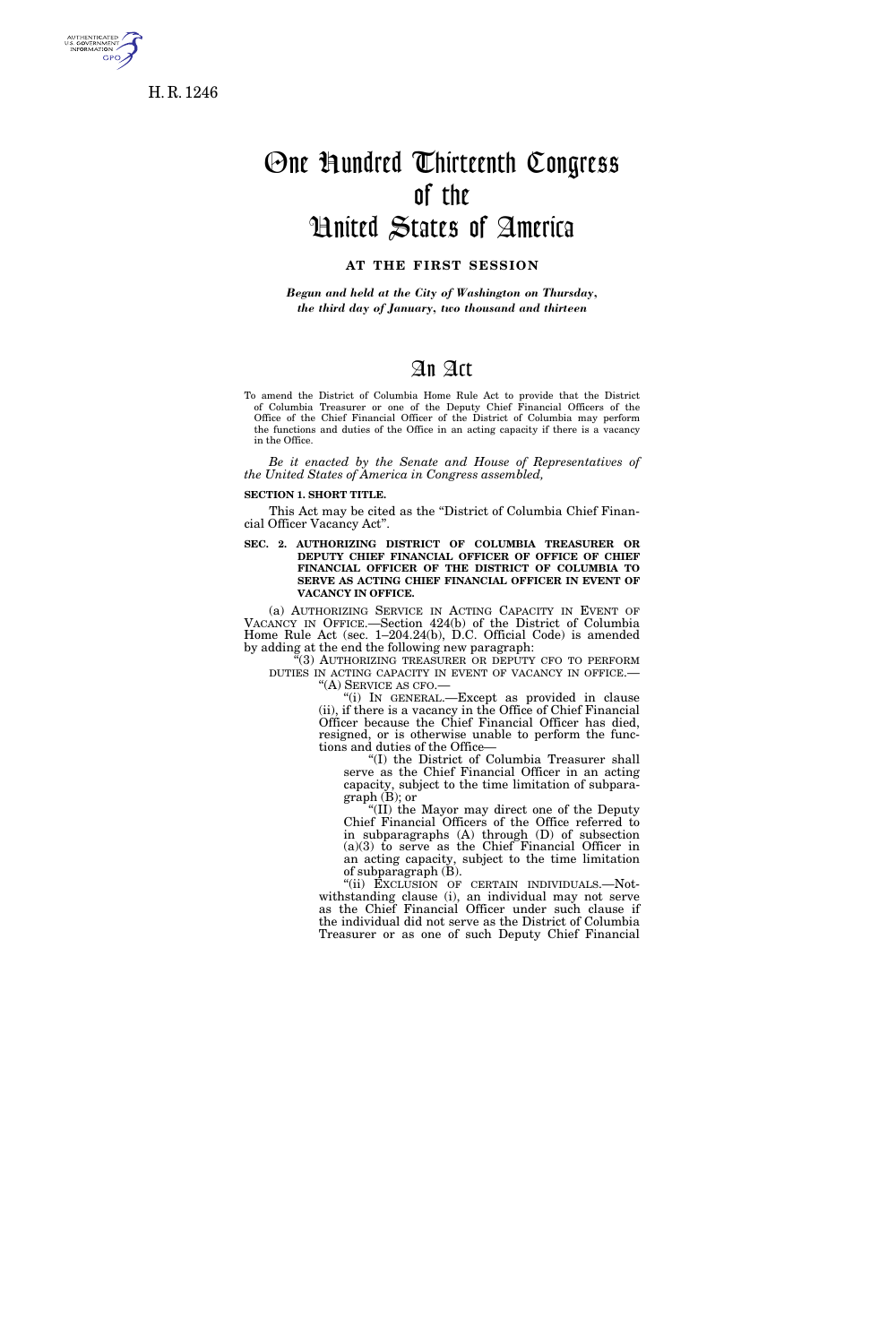H. R. 1246

# One Hundred Thirteenth Congress of the United States of America

## AT THE FIRST SESSION

*Begun and held at the City of Washington on Thursday, the third day of January, two thousand and thirteen*

# An Act

To amend the District of Columbia Home Rule Act to provide that the District of Columbia Treasurer or one of the Deputy Chief Financial Officers of the Office of the Chief Financial Officer of the District of Columbia may perform the functions and duties of the Office in an acting capacity if there is a vacancy in the Office.

*Be it enacted by the Senate and House of Representatives of the United States of America in Congress assembled,*

**SECTION 1. SHORT TITLE.**

This Act may be cited as the "District of Columbia Chief Financial Officer Vacancy Act".

**SEC. 2. AUTHORIZING DISTRICT OF COLUMBIA TREASURER OR DEPUTY CHIEF FINANCIAL OFFICER OF OFFICE OF CHIEF FINANCIAL OFFICER OF THE DISTRICT OF COLUMBIA TO SERVE AS ACTING CHIEF FINANCIAL OFFICER IN EVENT OF VACANCY IN OFFICE.**

(a) AUTHORIZING SERVICE IN ACTING CAPACITY IN EVENT OF VACANCY IN OFFICE.—Section 424(b) of the District of Columbia Home Rule Act (sec. 1–204.24(b), D.C. Official Code) is amended by adding at the end the following new paragraph:

"(3) AUTHORIZING TREASURER OR DEPUTY CFO TO PERFORM DUTIES IN ACTING CAPACITY IN EVENT OF VACANCY IN OFFICE.—

"(A) SERVICE AS CFO.—

"(i) IN GENERAL.—Except as provided in clause (ii), if there is a vacancy in the Office of Chief Financial Officer because the Chief Financial Officer has died, resigned, or is otherwise unable to perform the functions and duties of the Office—

"(I) the District of Columbia Treasurer shall serve as the Chief Financial Officer in an acting capacity, subject to the time limitation of subparagraph (B); or

"(II) the Mayor may direct one of the Deputy Chief Financial Officers of the Office referred to in subparagraphs (A) through (D) of subsection (a)(3) to serve as the Chief Financial Officer in an acting capacity, subject to the time limitation of subparagraph (B).

"(ii) EXCLUSION OF CERTAIN INDIVIDUALS.—Notwithstanding clause (i), an individual may not serve as the Chief Financial Officer under such clause if the individual did not serve as the District of Columbia Treasurer or as one of such Deputy Chief Financial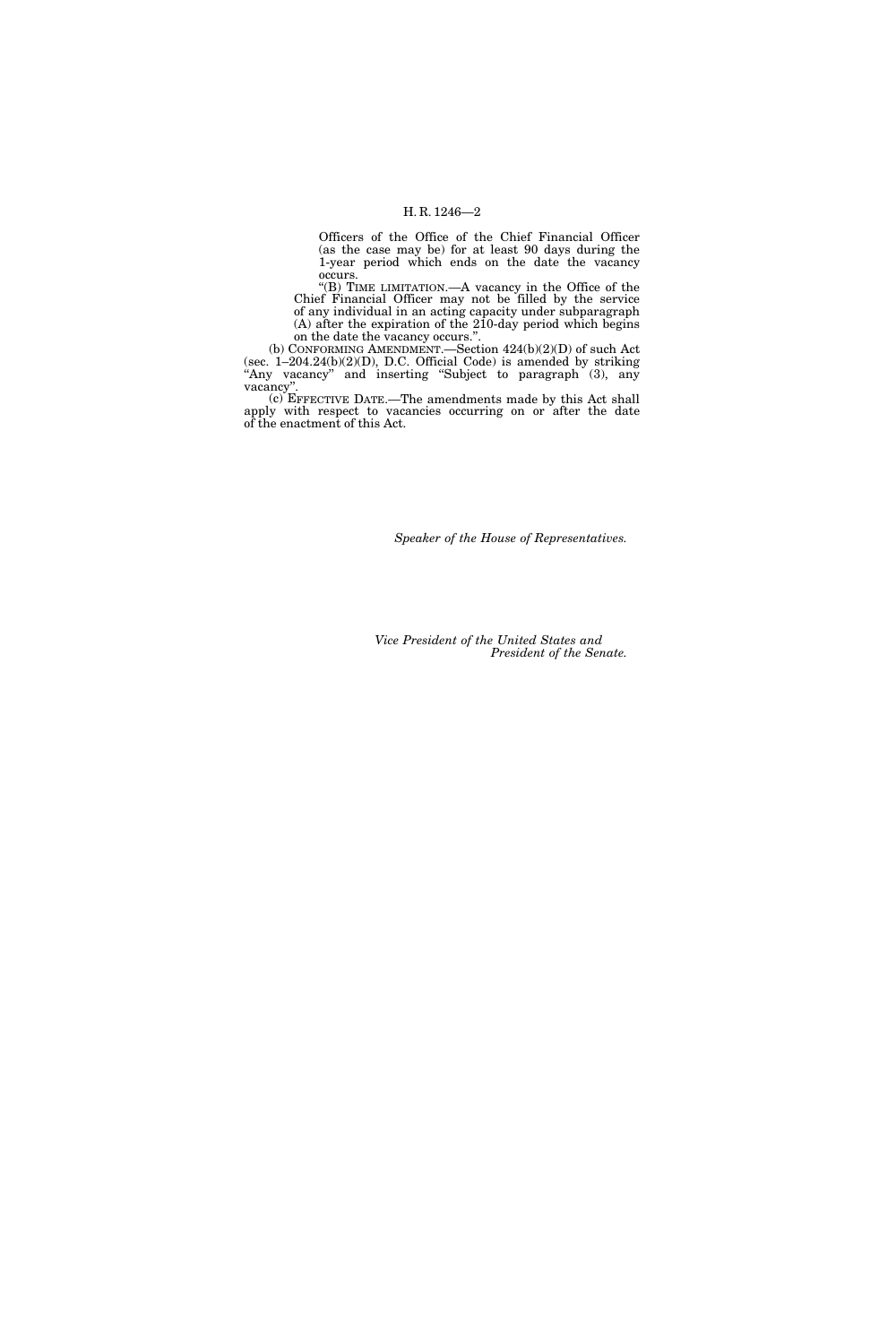Officers of the Office of the Chief Financial Officer (as the case may be) for at least 90 days during the 1-year period which ends on the date the vacancy occurs.

"(B) TIME LIMITATION.—A vacancy in the Office of the Chief Financial Officer may not be filled by the service of any individual in an acting capacity under subparagraph (A) after the expiration of the 210-day period which begins on the date the vacancy occurs.".

(b) CONFORMING AMENDMENT.—Section 424(b)(2)(D) of such Act (sec. 1–204.24(b)(2)(D), D.C. Official Code) is amended by striking "Any vacancy" and inserting "Subject to paragraph (3), any vacancy".

(c) EFFECTIVE DATE.—The amendments made by this Act shall apply with respect to vacancies occurring on or after the date of the enactment of this Act.

*Speaker of the House of Representatives.*

*Vice President of the United States and President of the Senate.*